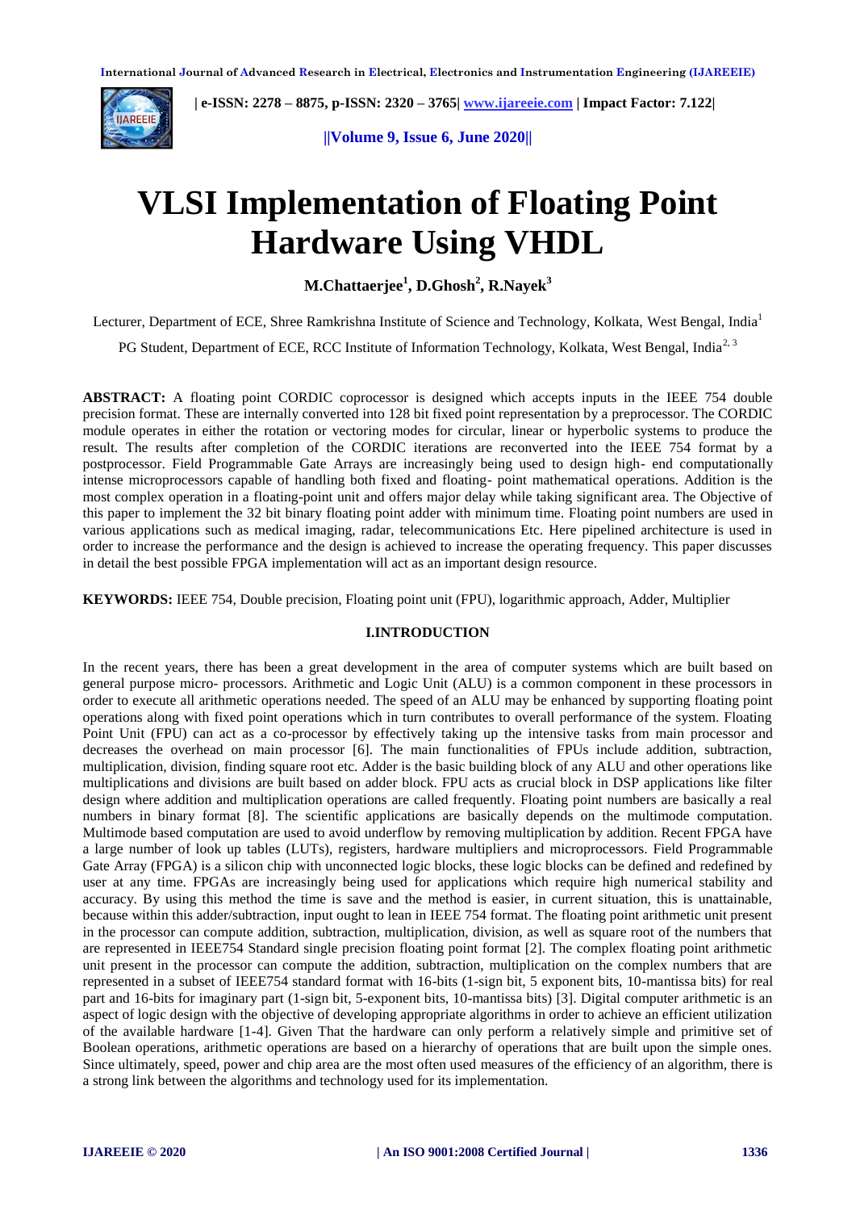# VLSI Implementation of Floating Point Hardware Using VHDL

**M.Chattaerjee[1], D.Ghosh[2], R.Nayek[3]**

Lecturer, Department of ECE, Shree Ramkrishna Institute of Science and Technology, Kolkata, West Bengal, India[1]

PG Student, Department of ECE, RCC Institute of Information Technology, Kolkata, West Bengal, India[2, 3]

**ABSTRACT:** A floating point CORDIC coprocessor is designed which accepts inputs in the IEEE 754 double precision format. These are internally converted into 128 bit fixed point representation by a preprocessor. The CORDIC module operates in either the rotation or vectoring modes for circular, linear or hyperbolic systems to produce the result. The results after completion of the CORDIC iterations are reconverted into the IEEE 754 format by a postprocessor. Field Programmable Gate Arrays are increasingly being used to design high- end computationally intense microprocessors capable of handling both fixed and floating- point mathematical operations. Addition is the most complex operation in a floating-point unit and offers major delay while taking significant area. The Objective of this paper to implement the 32 bit binary floating point adder with minimum time. Floating point numbers are used in various applications such as medical imaging, radar, telecommunications Etc. Here pipelined architecture is used in order to increase the performance and the design is achieved to increase the operating frequency. This paper discusses in detail the best possible FPGA implementation will act as an important design resource.

**KEYWORDS:** IEEE 754, Double precision, Floating point unit (FPU), logarithmic approach, Adder, Multiplier

## I.INTRODUCTION

In the recent years, there has been a great development in the area of computer systems which are built based on general purpose micro- processors. Arithmetic and Logic Unit (ALU) is a common component in these processors in order to execute all arithmetic operations needed. The speed of an ALU may be enhanced by supporting floating point operations along with fixed point operations which in turn contributes to overall performance of the system. Floating Point Unit (FPU) can act as a co-processor by effectively taking up the intensive tasks from main processor and decreases the overhead on main processor [6]. The main functionalities of FPUs include addition, subtraction, multiplication, division, finding square root etc. Adder is the basic building block of any ALU and other operations like multiplications and divisions are built based on adder block. FPU acts as crucial block in DSP applications like filter design where addition and multiplication operations are called frequently. Floating point numbers are basically a real numbers in binary format [8]. The scientific applications are basically depends on the multimode computation. Multimode based computation are used to avoid underflow by removing multiplication by addition. Recent FPGA have a large number of look up tables (LUTs), registers, hardware multipliers and microprocessors. Field Programmable Gate Array (FPGA) is a silicon chip with unconnected logic blocks, these logic blocks can be defined and redefined by user at any time. FPGAs are increasingly being used for applications which require high numerical stability and accuracy. By using this method the time is save and the method is easier, in current situation, this is unattainable, because within this adder/subtraction, input ought to lean in IEEE 754 format. The floating point arithmetic unit present in the processor can compute addition, subtraction, multiplication, division, as well as square root of the numbers that are represented in IEEE754 Standard single precision floating point format [2]. The complex floating point arithmetic unit present in the processor can compute the addition, subtraction, multiplication on the complex numbers that are represented in a subset of IEEE754 standard format with 16-bits (1-sign bit, 5 exponent bits, 10-mantissa bits) for real part and 16-bits for imaginary part (1-sign bit, 5-exponent bits, 10-mantissa bits) [3]. Digital computer arithmetic is an aspect of logic design with the objective of developing appropriate algorithms in order to achieve an efficient utilization of the available hardware [1-4]. Given That the hardware can only perform a relatively simple and primitive set of Boolean operations, arithmetic operations are based on a hierarchy of operations that are built upon the simple ones. Since ultimately, speed, power and chip area are the most often used measures of the efficiency of an algorithm, there is a strong link between the algorithms and technology used for its implementation.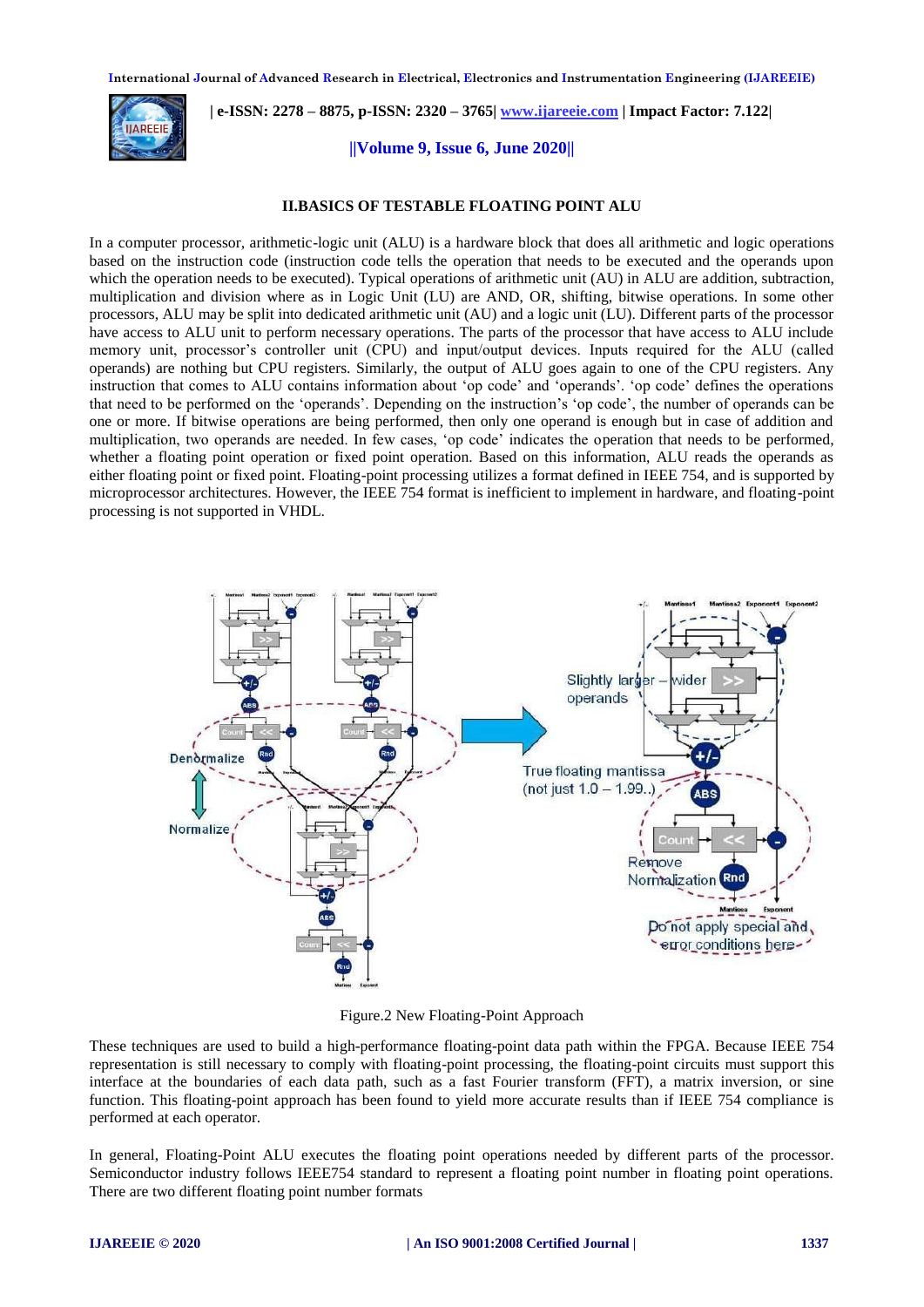## II.BASICS OF TESTABLE FLOATING POINT ALU

In a computer processor, arithmetic-logic unit (ALU) is a hardware block that does all arithmetic and logic operations based on the instruction code (instruction code tells the operation that needs to be executed and the operands upon which the operation needs to be executed). Typical operations of arithmetic unit (AU) in ALU are addition, subtraction, multiplication and division where as in Logic Unit (LU) are AND, OR, shifting, bitwise operations. In some other processors, ALU may be split into dedicated arithmetic unit (AU) and a logic unit (LU). Different parts of the processor have access to ALU unit to perform necessary operations. The parts of the processor that have access to ALU include memory unit, processor's controller unit (CPU) and input/output devices. Inputs required for the ALU (called operands) are nothing but CPU registers. Similarly, the output of ALU goes again to one of the CPU registers. Any instruction that comes to ALU contains information about 'op code' and 'operands'. 'op code' defines the operations that need to be performed on the 'operands'. Depending on the instruction's 'op code', the number of operands can be one or more. If bitwise operations are being performed, then only one operand is enough but in case of addition and multiplication, two operands are needed. In few cases, 'op code' indicates the operation that needs to be performed, whether a floating point operation or fixed point operation. Based on this information, ALU reads the operands as either floating point or fixed point. Floating-point processing utilizes a format defined in IEEE 754, and is supported by microprocessor architectures. However, the IEEE 754 format is inefficient to implement in hardware, and floating-point processing is not supported in VHDL.

Figure.2 New Floating-Point Approach

These techniques are used to build a high-performance floating-point data path within the FPGA. Because IEEE 754 representation is still necessary to comply with floating-point processing, the floating-point circuits must support this interface at the boundaries of each data path, such as a fast Fourier transform (FFT), a matrix inversion, or sine function. This floating-point approach has been found to yield more accurate results than if IEEE 754 compliance is performed at each operator.

In general, Floating-Point ALU executes the floating point operations needed by different parts of the processor. Semiconductor industry follows IEEE754 standard to represent a floating point number in floating point operations. There are two different floating point number formats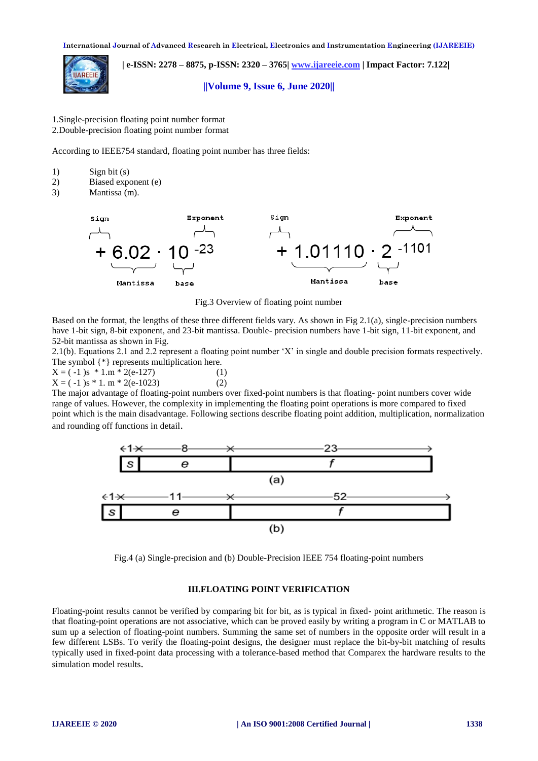1.Single-precision floating point number format
2.Double-precision floating point number format

According to IEEE754 standard, floating point number has three fields:

1) Sign bit (s)
2) Biased exponent (e)
3) Mantissa (m).

Fig.3 Overview of floating point number

Based on the format, the lengths of these three different fields vary. As shown in Fig 2.1(a), single-precision numbers have 1-bit sign, 8-bit exponent, and 23-bit mantissa. Double- precision numbers have 1-bit sign, 11-bit exponent, and 52-bit mantissa as shown in Fig.
2.1(b). Equations 2.1 and 2.2 represent a floating point number 'X' in single and double precision formats respectively. The symbol {*} represents multiplication here.

$X = ( -1 )s \ * 1.m * 2(e-127)$ (1)

$X = ( -1 )s * 1. m * 2(e-1023)$ (2)

The major advantage of floating-point numbers over fixed-point numbers is that floating- point numbers cover wide range of values. However, the complexity in implementing the floating point operations is more compared to fixed point which is the main disadvantage. Following sections describe floating point addition, multiplication, normalization and rounding off functions in detail.

Fig.4 (a) Single-precision and (b) Double-Precision IEEE 754 floating-point numbers

## III.FLOATING POINT VERIFICATION

Floating-point results cannot be verified by comparing bit for bit, as is typical in fixed- point arithmetic. The reason is that floating-point operations are not associative, which can be proved easily by writing a program in C or MATLAB to sum up a selection of floating-point numbers. Summing the same set of numbers in the opposite order will result in a few different LSBs. To verify the floating-point designs, the designer must replace the bit-by-bit matching of results typically used in fixed-point data processing with a tolerance-based method that Comparex the hardware results to the simulation model results.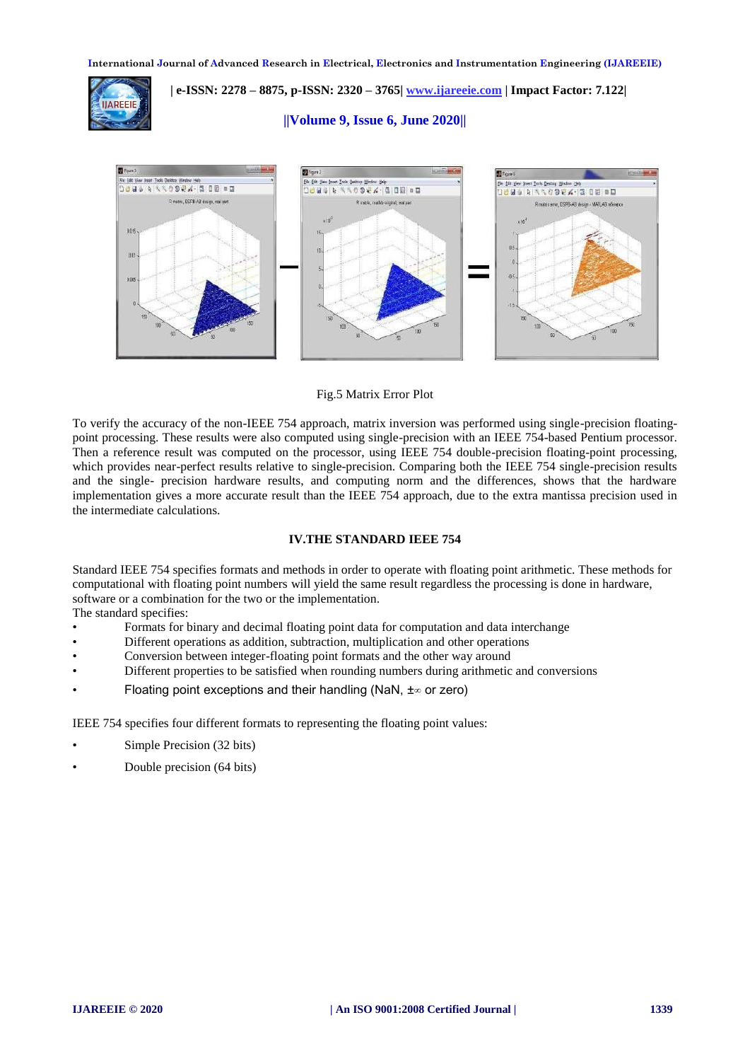Fig.5 Matrix Error Plot

To verify the accuracy of the non-IEEE 754 approach, matrix inversion was performed using single-precision floating-point processing. These results were also computed using single-precision with an IEEE 754-based Pentium processor. Then a reference result was computed on the processor, using IEEE 754 double-precision floating-point processing, which provides near-perfect results relative to single-precision. Comparing both the IEEE 754 single-precision results and the single- precision hardware results, and computing norm and the differences, shows that the hardware implementation gives a more accurate result than the IEEE 754 approach, due to the extra mantissa precision used in the intermediate calculations.

## IV.THE STANDARD IEEE 754

Standard IEEE 754 specifies formats and methods in order to operate with floating point arithmetic. These methods for computational with floating point numbers will yield the same result regardless the processing is done in hardware, software or a combination for the two or the implementation.

The standard specifies:

- Formats for binary and decimal floating point data for computation and data interchange
- Different operations as addition, subtraction, multiplication and other operations
- Conversion between integer-floating point formats and the other way around
- Different properties to be satisfied when rounding numbers during arithmetic and conversions
- Floating point exceptions and their handling (NaN, $\pm\infty$ or zero)

IEEE 754 specifies four different formats to representing the floating point values:

- Simple Precision (32 bits)
- Double precision (64 bits)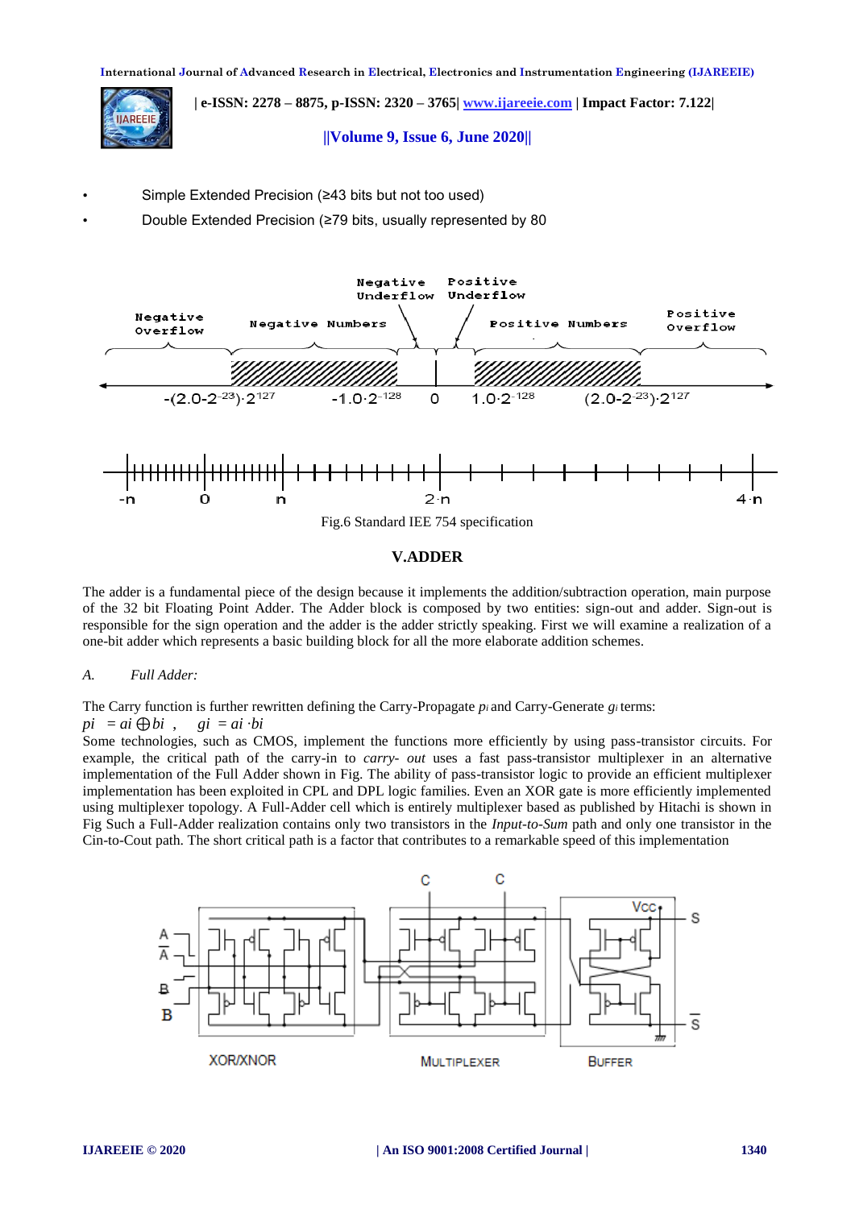- Simple Extended Precision (≥43 bits but not too used)
- Double Extended Precision (≥79 bits, usually represented by 80

Fig.6 Standard IEE 754 specification

## V.ADDER

The adder is a fundamental piece of the design because it implements the addition/subtraction operation, main purpose of the 32 bit Floating Point Adder. The Adder block is composed by two entities: sign-out and adder. Sign-out is responsible for the sign operation and the adder is the adder strictly speaking. First we will examine a realization of a one-bit adder which represents a basic building block for all the more elaborate addition schemes.

### *A. Full Adder:*

The Carry function is further rewritten defining the Carry-Propagate $p_i$ and Carry-Generate $g_i$ terms:

$p_i = a_i \oplus b_i$ , $g_i = a_i \cdot b_i$

Some technologies, such as CMOS, implement the functions more efficiently by using pass-transistor circuits. For example, the critical path of the carry-in to *carry- out* uses a fast pass-transistor multiplexer in an alternative implementation of the Full Adder shown in Fig. The ability of pass-transistor logic to provide an efficient multiplexer implementation has been exploited in CPL and DPL logic families. Even an XOR gate is more efficiently implemented using multiplexer topology. A Full-Adder cell which is entirely multiplexer based as published by Hitachi is shown in Fig Such a Full-Adder realization contains only two transistors in the *Input-to-Sum* path and only one transistor in the Cin-to-Cout path. The short critical path is a factor that contributes to a remarkable speed of this implementation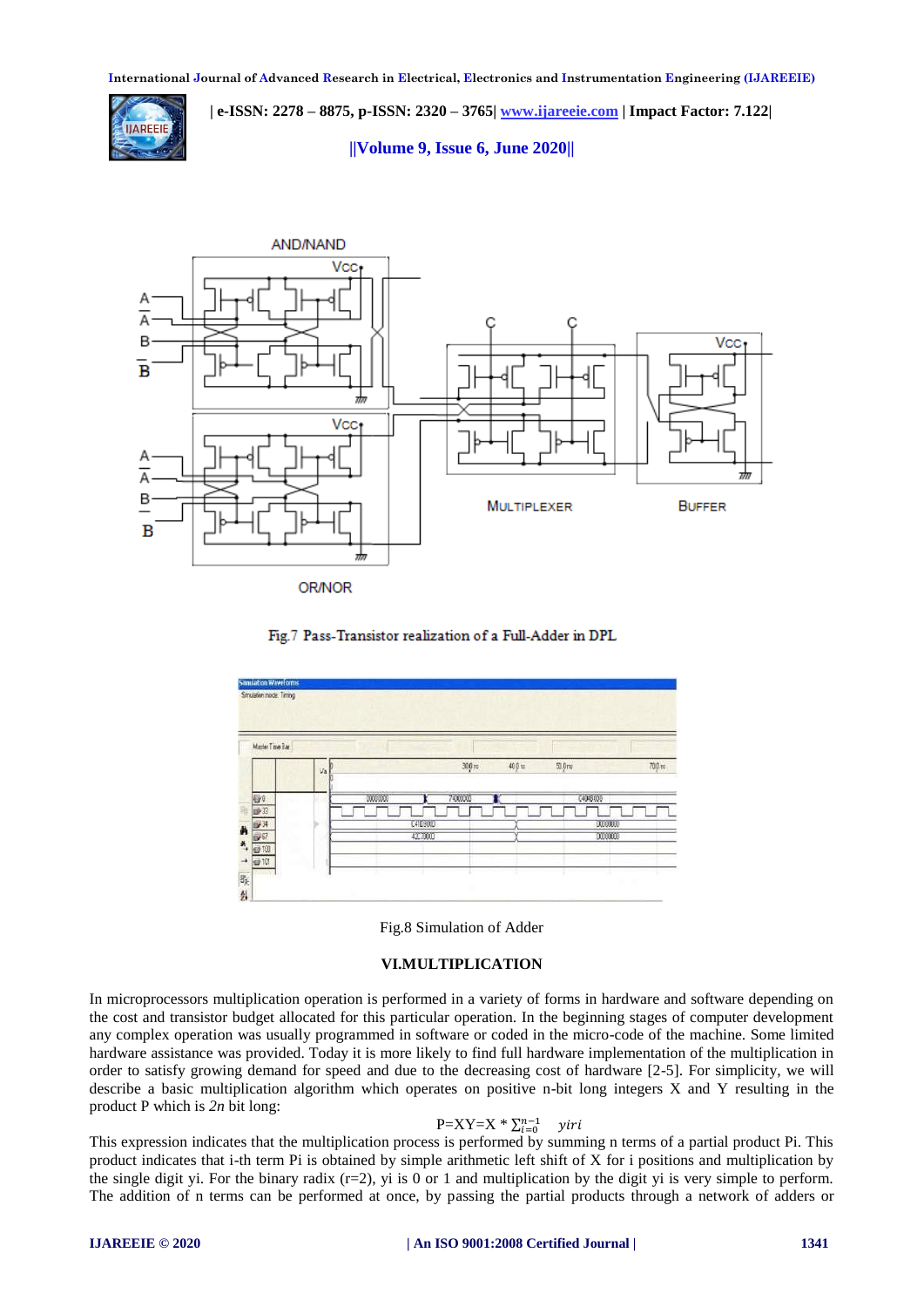Fig.7 Pass-Transistor realization of a Full-Adder in DPL

Fig.8 Simulation of Adder

## VI.MULTIPLICATION

In microprocessors multiplication operation is performed in a variety of forms in hardware and software depending on the cost and transistor budget allocated for this particular operation. In the beginning stages of computer development any complex operation was usually programmed in software or coded in the micro-code of the machine. Some limited hardware assistance was provided. Today it is more likely to find full hardware implementation of the multiplication in order to satisfy growing demand for speed and due to the decreasing cost of hardware [2-5]. For simplicity, we will describe a basic multiplication algorithm which operates on positive n-bit long integers X and Y resulting in the product P which is *2n* bit long:

$$P=XY=X * \sum_{i=0}^{n-1} \quad yiri$$

This expression indicates that the multiplication process is performed by summing n terms of a partial product Pi. This product indicates that i-th term Pi is obtained by simple arithmetic left shift of X for i positions and multiplication by the single digit yi. For the binary radix (r=2), yi is 0 or 1 and multiplication by the digit yi is very simple to perform. The addition of n terms can be performed at once, by passing the partial products through a network of adders or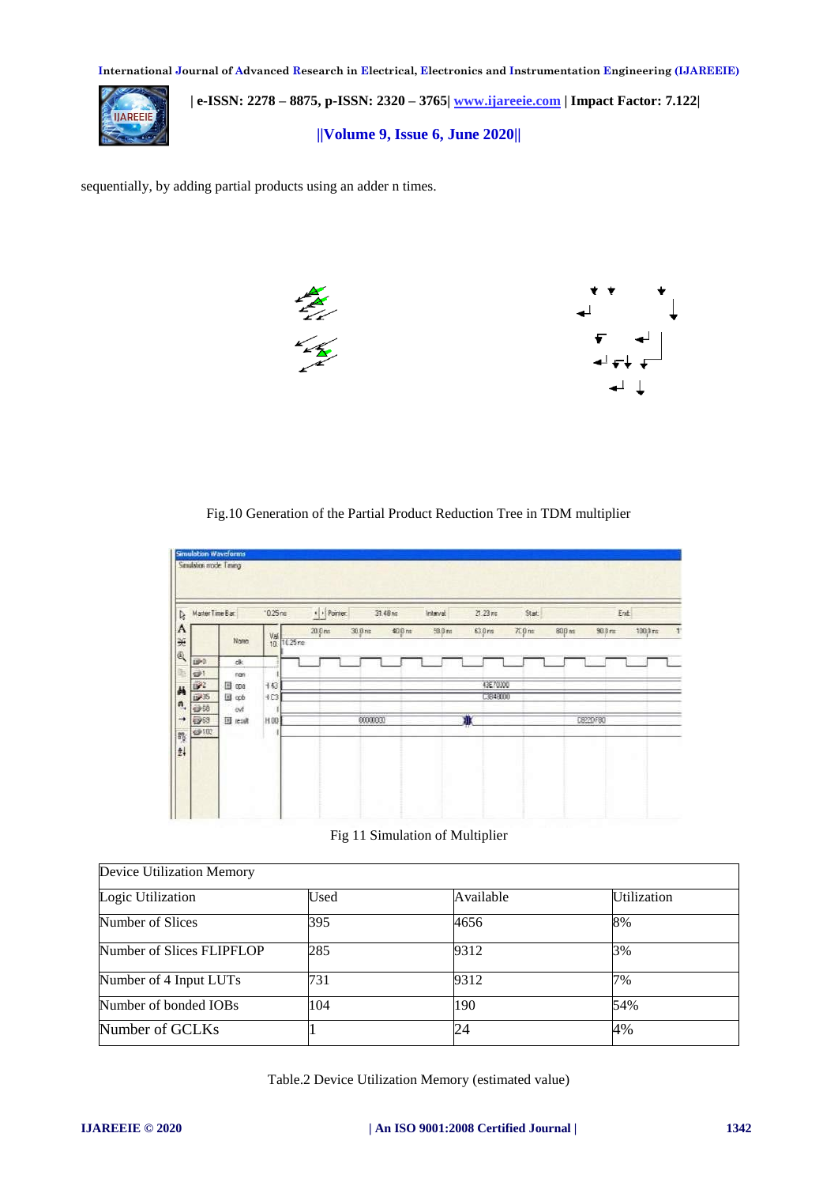sequentially, by adding partial products using an adder n times.

Fig.10 Generation of the Partial Product Reduction Tree in TDM multiplier

Fig 11 Simulation of Multiplier

| Device Utilization Memory | | | |
|---|---|---|---|
| Logic Utilization | Used | Available | Utilization |
| Number of Slices | 395 | 4656 | 8% |
| Number of Slices FLIPFLOP | 285 | 9312 | 3% |
| Number of 4 Input LUTs | 731 | 9312 | 7% |
| Number of bonded IOBs | 104 | 190 | 54% |
| Number of GCLKs | 1 | 24 | 4% |

Table.2 Device Utilization Memory (estimated value)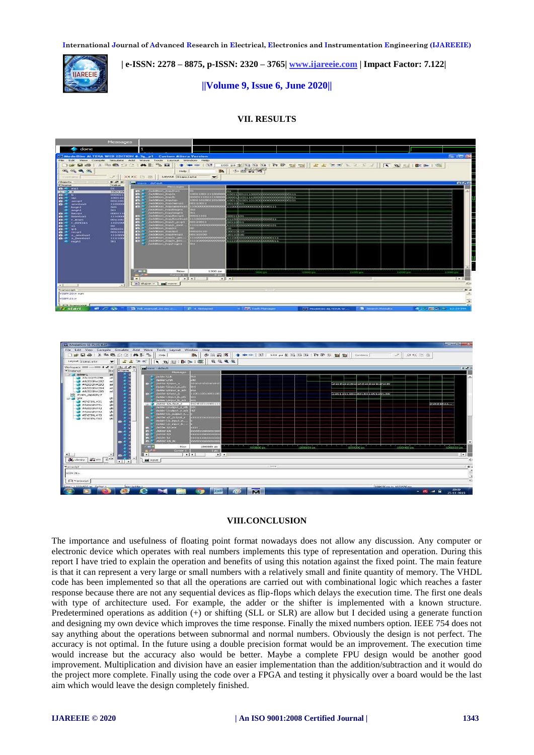## VII. RESULTS

## VIII.CONCLUSION

The importance and usefulness of floating point format nowadays does not allow any discussion. Any computer or electronic device which operates with real numbers implements this type of representation and operation. During this report I have tried to explain the operation and benefits of using this notation against the fixed point. The main feature is that it can represent a very large or small numbers with a relatively small and finite quantity of memory. The VHDL code has been implemented so that all the operations are carried out with combinational logic which reaches a faster response because there are not any sequential devices as flip-flops which delays the execution time. The first one deals with type of architecture used. For example, the adder or the shifter is implemented with a known structure. Predetermined operations as addition (+) or shifting (SLL or SLR) are allow but I decided using a generate function and designing my own device which improves the time response. Finally the mixed numbers option. IEEE 754 does not say anything about the operations between subnormal and normal numbers. Obviously the design is not perfect. The accuracy is not optimal. In the future using a double precision format would be an improvement. The execution time would increase but the accuracy also would be better. Maybe a complete FPU design would be another good improvement. Multiplication and division have an easier implementation than the addition/subtraction and it would do the project more complete. Finally using the code over a FPGA and testing it physically over a board would be the last aim which would leave the design completely finished.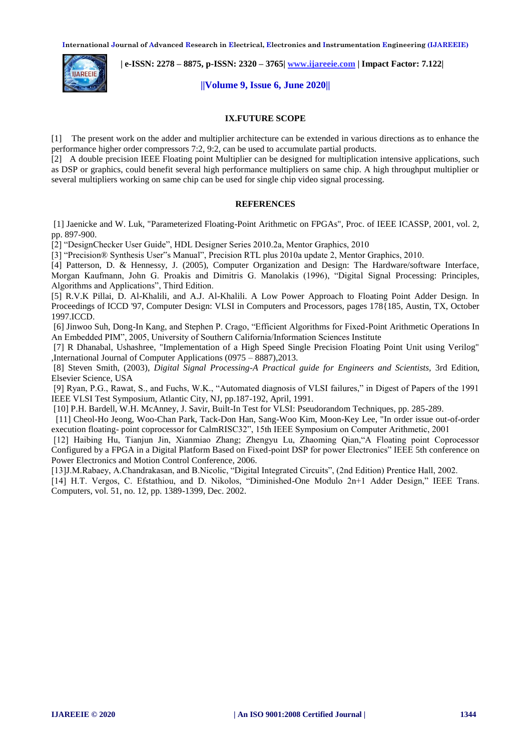## IX.FUTURE SCOPE

[1] The present work on the adder and multiplier architecture can be extended in various directions as to enhance the performance higher order compressors 7:2, 9:2, can be used to accumulate partial products.

[2] A double precision IEEE Floating point Multiplier can be designed for multiplication intensive applications, such as DSP or graphics, could benefit several high performance multipliers on same chip. A high throughput multiplier or several multipliers working on same chip can be used for single chip video signal processing.

## REFERENCES

[1] Jaenicke and W. Luk, "Parameterized Floating-Point Arithmetic on FPGAs", Proc. of IEEE ICASSP, 2001, vol. 2, pp. 897-900.

[2] "DesignChecker User Guide", HDL Designer Series 2010.2a, Mentor Graphics, 2010

[3] "Precision® Synthesis User‟s Manual", Precision RTL plus 2010a update 2, Mentor Graphics, 2010.

[4] Patterson, D. & Hennessy, J. (2005), Computer Organization and Design: The Hardware/software Interface, Morgan Kaufmann, John G. Proakis and Dimitris G. Manolakis (1996), "Digital Signal Processing: Principles, Algorithms and Applications", Third Edition.

[5] R.V.K Pillai, D. Al-Khalili, and A.J. Al-Khalili. A Low Power Approach to Floating Point Adder Design. In Proceedings of ICCD '97, Computer Design: VLSI in Computers and Processors, pages 178{185, Austin, TX, October 1997.ICCD.

[6] Jinwoo Suh, Dong-In Kang, and Stephen P. Crago, "Efficient Algorithms for Fixed-Point Arithmetic Operations In An Embedded PIM", 2005, University of Southern California/Information Sciences Institute

[7] R Dhanabal, Ushashree, "Implementation of a High Speed Single Precision Floating Point Unit using Verilog" ,International Journal of Computer Applications (0975 – 8887),2013.

[8] Steven Smith, (2003), *Digital Signal Processing-A Practical guide for Engineers and Scientists*, 3rd Edition, Elsevier Science, USA

[9] Ryan, P.G., Rawat, S., and Fuchs, W.K., "Automated diagnosis of VLSI failures," in Digest of Papers of the 1991 IEEE VLSI Test Symposium, Atlantic City, NJ, pp.187-192, April, 1991.

[10] P.H. Bardell, W.H. McAnney, J. Savir, Built-In Test for VLSI: Pseudorandom Techniques, pp. 285-289.

[11] Cheol-Ho Jeong, Woo-Chan Park, Tack-Don Han, Sang-Woo Kim, Moon-Key Lee, "In order issue out-of-order execution floating- point coprocessor for CalmRISC32", 15th IEEE Symposium on Computer Arithmetic, 2001

[12] Haibing Hu, Tianjun Jin, Xianmiao Zhang; Zhengyu Lu, Zhaoming Qian,"A Floating point Coprocessor Configured by a FPGA in a Digital Platform Based on Fixed-point DSP for power Electronics" IEEE 5th conference on Power Electronics and Motion Control Conference, 2006.

[13]J.M.Rabaey, A.Chandrakasan, and B.Nicolic, "Digital Integrated Circuits", (2nd Edition) Prentice Hall, 2002.

[14] H.T. Vergos, C. Efstathiou, and D. Nikolos, "Diminished-One Modulo 2n+1 Adder Design," IEEE Trans. Computers, vol. 51, no. 12, pp. 1389-1399, Dec. 2002.